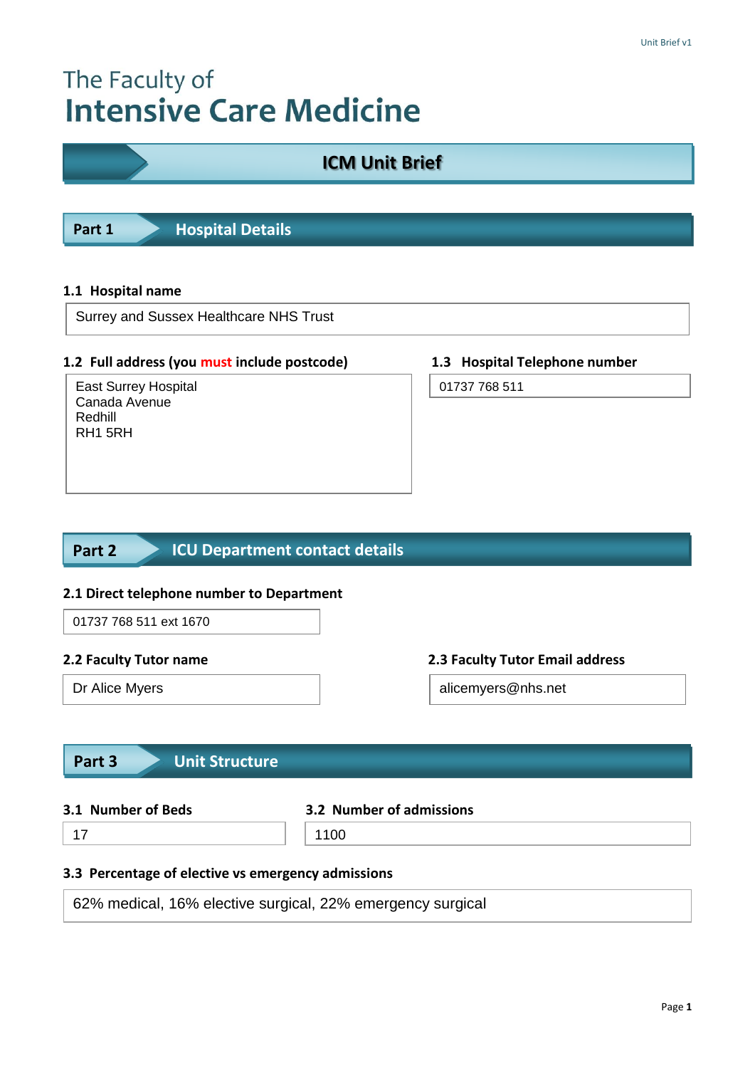The Faculty of
# Intensive Care Medicine

## ICM Unit Brief

## Part 1 Hospital Details

### 1.1 Hospital name

Surrey and Sussex Healthcare NHS Trust

### 1.2 Full address (you must include postcode)

East Surrey Hospital
Canada Avenue
Redhill
RH1 5RH

### 1.3 Hospital Telephone number

01737 768 511

## Part 2 ICU Department contact details

### 2.1 Direct telephone number to Department

01737 768 511 ext 1670

### 2.2 Faculty Tutor name

Dr Alice Myers

### 2.3 Faculty Tutor Email address

alicemyers@nhs.net

## Part 3 Unit Structure

### 3.1 Number of Beds

17

### 3.2 Number of admissions

1100

### 3.3 Percentage of elective vs emergency admissions

62% medical, 16% elective surgical, 22% emergency surgical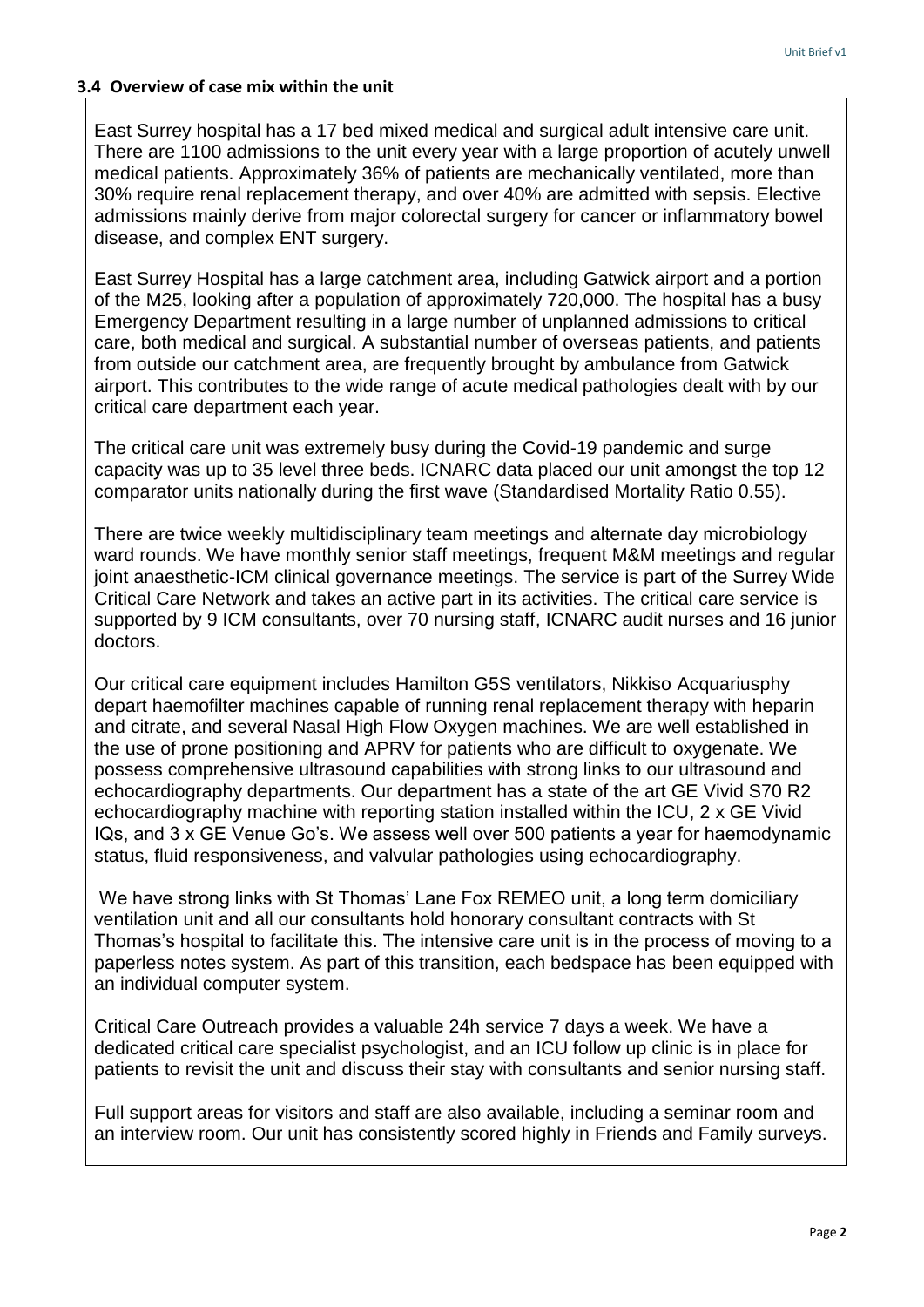### 3.4 Overview of case mix within the unit

East Surrey hospital has a 17 bed mixed medical and surgical adult intensive care unit. There are 1100 admissions to the unit every year with a large proportion of acutely unwell medical patients. Approximately 36% of patients are mechanically ventilated, more than 30% require renal replacement therapy, and over 40% are admitted with sepsis. Elective admissions mainly derive from major colorectal surgery for cancer or inflammatory bowel disease, and complex ENT surgery.

East Surrey Hospital has a large catchment area, including Gatwick airport and a portion of the M25, looking after a population of approximately 720,000. The hospital has a busy Emergency Department resulting in a large number of unplanned admissions to critical care, both medical and surgical. A substantial number of overseas patients, and patients from outside our catchment area, are frequently brought by ambulance from Gatwick airport. This contributes to the wide range of acute medical pathologies dealt with by our critical care department each year.

The critical care unit was extremely busy during the Covid-19 pandemic and surge capacity was up to 35 level three beds. ICNARC data placed our unit amongst the top 12 comparator units nationally during the first wave (Standardised Mortality Ratio 0.55).

There are twice weekly multidisciplinary team meetings and alternate day microbiology ward rounds. We have monthly senior staff meetings, frequent M&M meetings and regular joint anaesthetic-ICM clinical governance meetings. The service is part of the Surrey Wide Critical Care Network and takes an active part in its activities. The critical care service is supported by 9 ICM consultants, over 70 nursing staff, ICNARC audit nurses and 16 junior doctors.

Our critical care equipment includes Hamilton G5S ventilators, Nikkiso Acquariusphy depart haemofilter machines capable of running renal replacement therapy with heparin and citrate, and several Nasal High Flow Oxygen machines. We are well established in the use of prone positioning and APRV for patients who are difficult to oxygenate. We possess comprehensive ultrasound capabilities with strong links to our ultrasound and echocardiography departments. Our department has a state of the art GE Vivid S70 R2 echocardiography machine with reporting station installed within the ICU, 2 x GE Vivid IQs, and 3 x GE Venue Go's. We assess well over 500 patients a year for haemodynamic status, fluid responsiveness, and valvular pathologies using echocardiography.

We have strong links with St Thomas' Lane Fox REMEO unit, a long term domiciliary ventilation unit and all our consultants hold honorary consultant contracts with St Thomas's hospital to facilitate this. The intensive care unit is in the process of moving to a paperless notes system. As part of this transition, each bedspace has been equipped with an individual computer system.

Critical Care Outreach provides a valuable 24h service 7 days a week. We have a dedicated critical care specialist psychologist, and an ICU follow up clinic is in place for patients to revisit the unit and discuss their stay with consultants and senior nursing staff.

Full support areas for visitors and staff are also available, including a seminar room and an interview room. Our unit has consistently scored highly in Friends and Family surveys.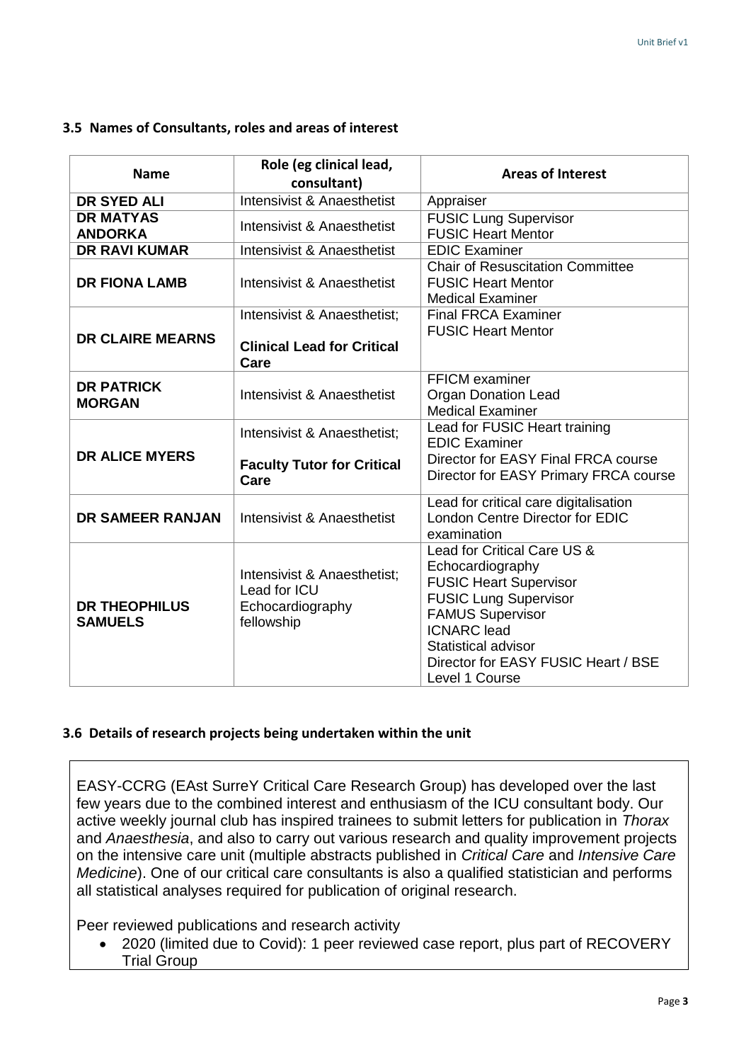### 3.5 Names of Consultants, roles and areas of interest

| Name | Role (eg clinical lead, consultant) | Areas of Interest |
|---|---|---|
| **DR SYED ALI** | Intensivist & Anaesthetist | Appraiser |
| **DR MATYAS ANDORKA** | Intensivist & Anaesthetist | FUSIC Lung Supervisor<br>FUSIC Heart Mentor |
| **DR RAVI KUMAR** | Intensivist & Anaesthetist | EDIC Examiner |
| **DR FIONA LAMB** | Intensivist & Anaesthetist | Chair of Resuscitation Committee<br>FUSIC Heart Mentor<br>Medical Examiner |
| **DR CLAIRE MEARNS** | Intensivist & Anaesthetist;<br>**Clinical Lead for Critical Care** | Final FRCA Examiner<br>FUSIC Heart Mentor |
| **DR PATRICK MORGAN** | Intensivist & Anaesthetist | FFICM examiner<br>Organ Donation Lead<br>Medical Examiner |
| **DR ALICE MYERS** | Intensivist & Anaesthetist;<br>**Faculty Tutor for Critical Care** | Lead for FUSIC Heart training<br>EDIC Examiner<br>Director for EASY Final FRCA course<br>Director for EASY Primary FRCA course |
| **DR SAMEER RANJAN** | Intensivist & Anaesthetist | Lead for critical care digitalisation<br>London Centre Director for EDIC examination |
| **DR THEOPHILUS SAMUELS** | Intensivist & Anaesthetist; Lead for ICU Echocardiography fellowship | Lead for Critical Care US & Echocardiography<br>FUSIC Heart Supervisor<br>FUSIC Lung Supervisor<br>FAMUS Supervisor<br>ICNARC lead<br>Statistical advisor<br>Director for EASY FUSIC Heart / BSE Level 1 Course |

### 3.6 Details of research projects being undertaken within the unit

EASY-CCRG (EAst SurreY Critical Care Research Group) has developed over the last few years due to the combined interest and enthusiasm of the ICU consultant body. Our active weekly journal club has inspired trainees to submit letters for publication in *Thorax* and *Anaesthesia*, and also to carry out various research and quality improvement projects on the intensive care unit (multiple abstracts published in *Critical Care* and *Intensive Care Medicine*). One of our critical care consultants is also a qualified statistician and performs all statistical analyses required for publication of original research.

Peer reviewed publications and research activity

- 2020 (limited due to Covid): 1 peer reviewed case report, plus part of RECOVERY Trial Group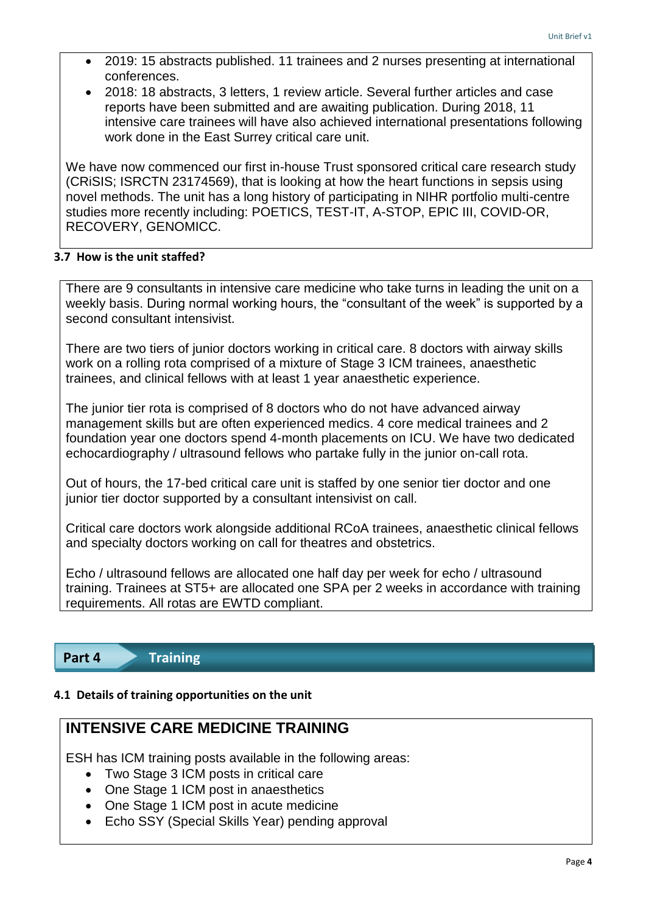- 2019: 15 abstracts published. 11 trainees and 2 nurses presenting at international conferences.
- 2018: 18 abstracts, 3 letters, 1 review article. Several further articles and case reports have been submitted and are awaiting publication. During 2018, 11 intensive care trainees will have also achieved international presentations following work done in the East Surrey critical care unit.

We have now commenced our first in-house Trust sponsored critical care research study (CRiSIS; ISRCTN 23174569), that is looking at how the heart functions in sepsis using novel methods. The unit has a long history of participating in NIHR portfolio multi-centre studies more recently including: POETICS, TEST-IT, A-STOP, EPIC III, COVID-OR, RECOVERY, GENOMICC.

### 3.7 How is the unit staffed?

There are 9 consultants in intensive care medicine who take turns in leading the unit on a weekly basis. During normal working hours, the "consultant of the week" is supported by a second consultant intensivist.

There are two tiers of junior doctors working in critical care. 8 doctors with airway skills work on a rolling rota comprised of a mixture of Stage 3 ICM trainees, anaesthetic trainees, and clinical fellows with at least 1 year anaesthetic experience.

The junior tier rota is comprised of 8 doctors who do not have advanced airway management skills but are often experienced medics. 4 core medical trainees and 2 foundation year one doctors spend 4-month placements on ICU. We have two dedicated echocardiography / ultrasound fellows who partake fully in the junior on-call rota.

Out of hours, the 17-bed critical care unit is staffed by one senior tier doctor and one junior tier doctor supported by a consultant intensivist on call.

Critical care doctors work alongside additional RCoA trainees, anaesthetic clinical fellows and specialty doctors working on call for theatres and obstetrics.

Echo / ultrasound fellows are allocated one half day per week for echo / ultrasound training. Trainees at ST5+ are allocated one SPA per 2 weeks in accordance with training requirements. All rotas are EWTD compliant.

## Part 4 Training

### 4.1 Details of training opportunities on the unit

**INTENSIVE CARE MEDICINE TRAINING**

ESH has ICM training posts available in the following areas:

- Two Stage 3 ICM posts in critical care
- One Stage 1 ICM post in anaesthetics
- One Stage 1 ICM post in acute medicine
- Echo SSY (Special Skills Year) pending approval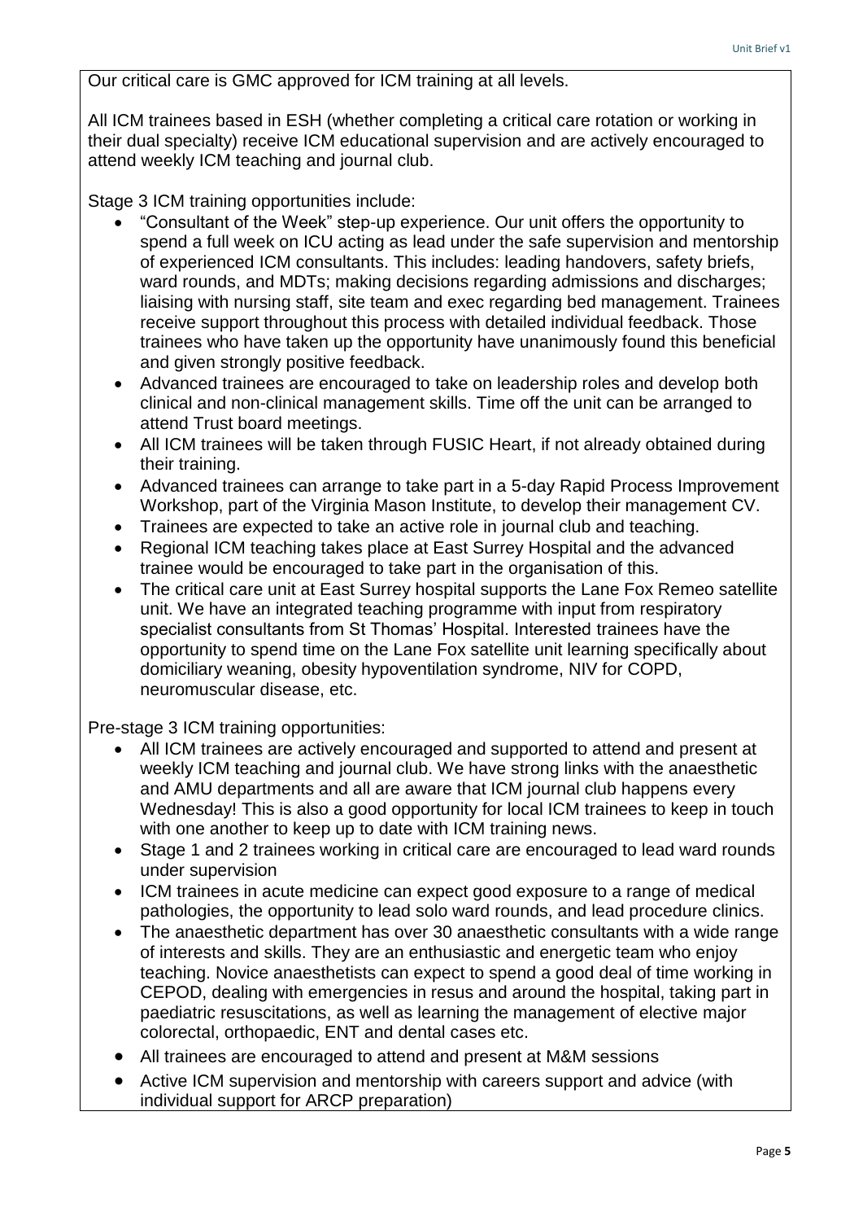Our critical care is GMC approved for ICM training at all levels.

All ICM trainees based in ESH (whether completing a critical care rotation or working in their dual specialty) receive ICM educational supervision and are actively encouraged to attend weekly ICM teaching and journal club.

Stage 3 ICM training opportunities include:

- "Consultant of the Week" step-up experience. Our unit offers the opportunity to spend a full week on ICU acting as lead under the safe supervision and mentorship of experienced ICM consultants. This includes: leading handovers, safety briefs, ward rounds, and MDTs; making decisions regarding admissions and discharges; liaising with nursing staff, site team and exec regarding bed management. Trainees receive support throughout this process with detailed individual feedback. Those trainees who have taken up the opportunity have unanimously found this beneficial and given strongly positive feedback.
- Advanced trainees are encouraged to take on leadership roles and develop both clinical and non-clinical management skills. Time off the unit can be arranged to attend Trust board meetings.
- All ICM trainees will be taken through FUSIC Heart, if not already obtained during their training.
- Advanced trainees can arrange to take part in a 5-day Rapid Process Improvement Workshop, part of the Virginia Mason Institute, to develop their management CV.
- Trainees are expected to take an active role in journal club and teaching.
- Regional ICM teaching takes place at East Surrey Hospital and the advanced trainee would be encouraged to take part in the organisation of this.
- The critical care unit at East Surrey hospital supports the Lane Fox Remeo satellite unit. We have an integrated teaching programme with input from respiratory specialist consultants from St Thomas' Hospital. Interested trainees have the opportunity to spend time on the Lane Fox satellite unit learning specifically about domiciliary weaning, obesity hypoventilation syndrome, NIV for COPD, neuromuscular disease, etc.

Pre-stage 3 ICM training opportunities:

- All ICM trainees are actively encouraged and supported to attend and present at weekly ICM teaching and journal club. We have strong links with the anaesthetic and AMU departments and all are aware that ICM journal club happens every Wednesday! This is also a good opportunity for local ICM trainees to keep in touch with one another to keep up to date with ICM training news.
- Stage 1 and 2 trainees working in critical care are encouraged to lead ward rounds under supervision
- ICM trainees in acute medicine can expect good exposure to a range of medical pathologies, the opportunity to lead solo ward rounds, and lead procedure clinics.
- The anaesthetic department has over 30 anaesthetic consultants with a wide range of interests and skills. They are an enthusiastic and energetic team who enjoy teaching. Novice anaesthetists can expect to spend a good deal of time working in CEPOD, dealing with emergencies in resus and around the hospital, taking part in paediatric resuscitations, as well as learning the management of elective major colorectal, orthopaedic, ENT and dental cases etc.
- All trainees are encouraged to attend and present at M&M sessions
- Active ICM supervision and mentorship with careers support and advice (with individual support for ARCP preparation)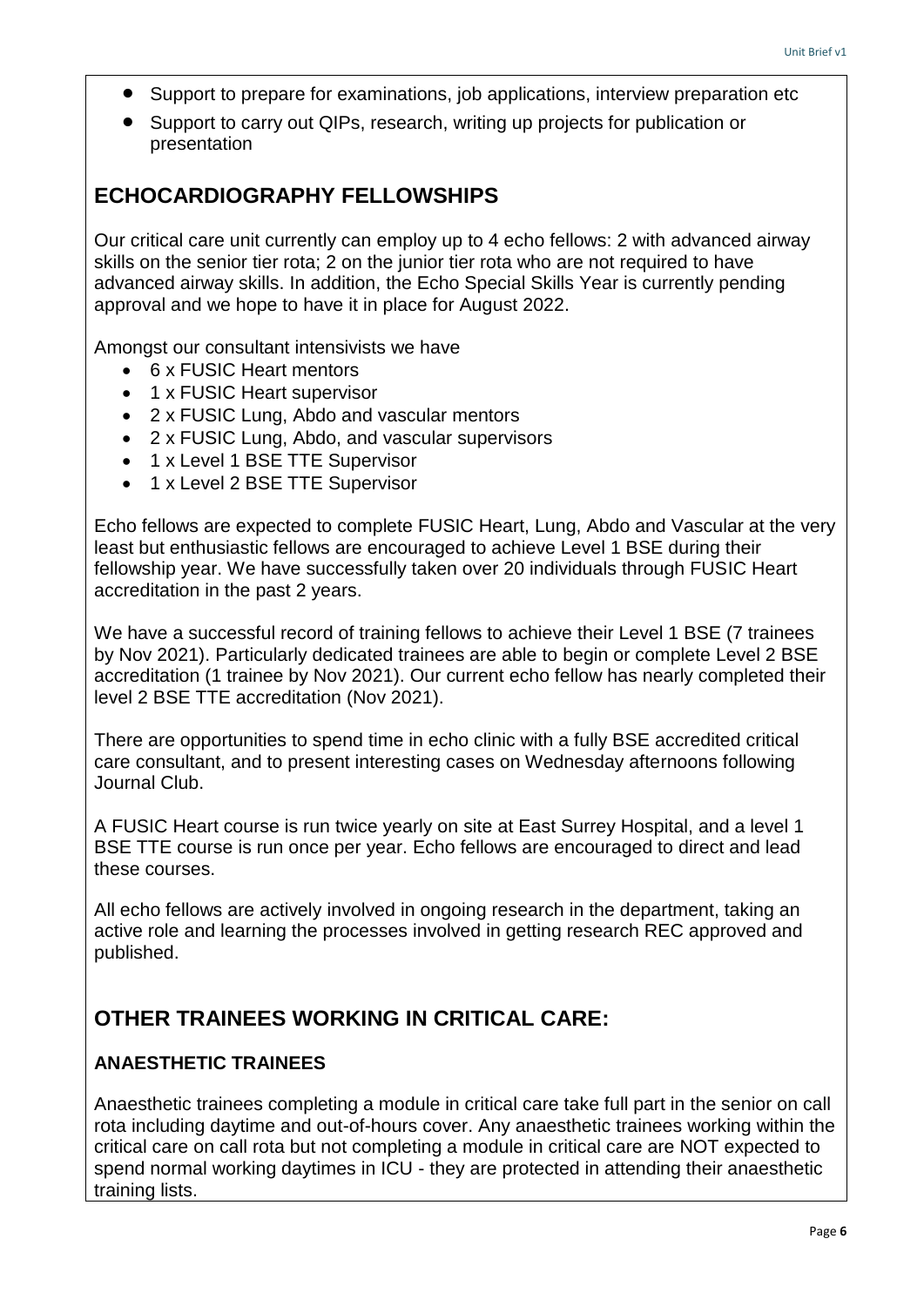- Support to prepare for examinations, job applications, interview preparation etc
- Support to carry out QIPs, research, writing up projects for publication or presentation

## ECHOCARDIOGRAPHY FELLOWSHIPS

Our critical care unit currently can employ up to 4 echo fellows: 2 with advanced airway skills on the senior tier rota; 2 on the junior tier rota who are not required to have advanced airway skills. In addition, the Echo Special Skills Year is currently pending approval and we hope to have it in place for August 2022.

Amongst our consultant intensivists we have

- 6 x FUSIC Heart mentors
- 1 x FUSIC Heart supervisor
- 2 x FUSIC Lung, Abdo and vascular mentors
- 2 x FUSIC Lung, Abdo, and vascular supervisors
- 1 x Level 1 BSE TTE Supervisor
- 1 x Level 2 BSE TTE Supervisor

Echo fellows are expected to complete FUSIC Heart, Lung, Abdo and Vascular at the very least but enthusiastic fellows are encouraged to achieve Level 1 BSE during their fellowship year. We have successfully taken over 20 individuals through FUSIC Heart accreditation in the past 2 years.

We have a successful record of training fellows to achieve their Level 1 BSE (7 trainees by Nov 2021). Particularly dedicated trainees are able to begin or complete Level 2 BSE accreditation (1 trainee by Nov 2021). Our current echo fellow has nearly completed their level 2 BSE TTE accreditation (Nov 2021).

There are opportunities to spend time in echo clinic with a fully BSE accredited critical care consultant, and to present interesting cases on Wednesday afternoons following Journal Club.

A FUSIC Heart course is run twice yearly on site at East Surrey Hospital, and a level 1 BSE TTE course is run once per year. Echo fellows are encouraged to direct and lead these courses.

All echo fellows are actively involved in ongoing research in the department, taking an active role and learning the processes involved in getting research REC approved and published.

## OTHER TRAINEES WORKING IN CRITICAL CARE:

### ANAESTHETIC TRAINEES

Anaesthetic trainees completing a module in critical care take full part in the senior on call rota including daytime and out-of-hours cover. Any anaesthetic trainees working within the critical care on call rota but not completing a module in critical care are NOT expected to spend normal working daytimes in ICU - they are protected in attending their anaesthetic training lists.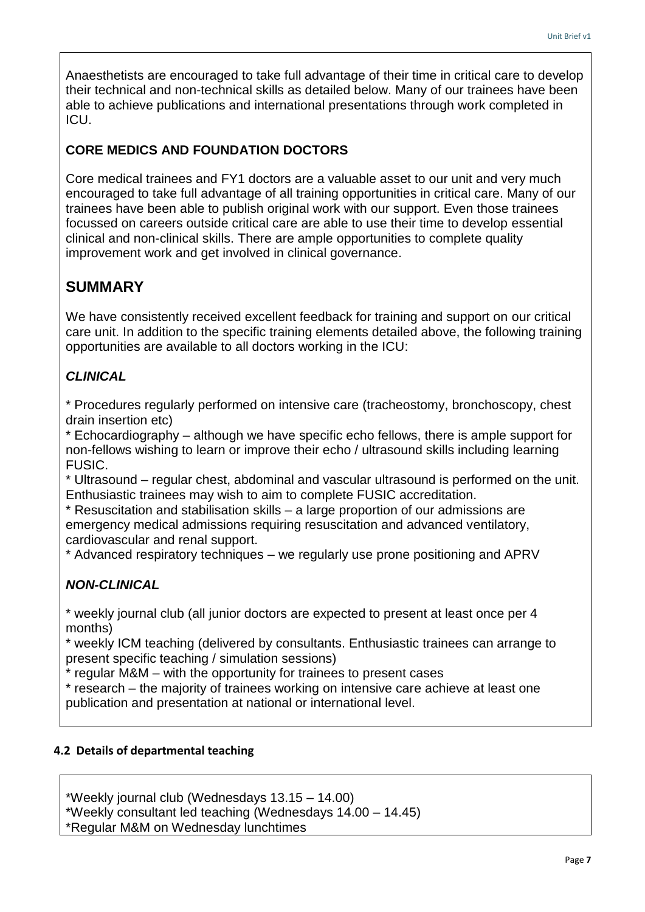Anaesthetists are encouraged to take full advantage of their time in critical care to develop their technical and non-technical skills as detailed below. Many of our trainees have been able to achieve publications and international presentations through work completed in ICU.

**CORE MEDICS AND FOUNDATION DOCTORS**

Core medical trainees and FY1 doctors are a valuable asset to our unit and very much encouraged to take full advantage of all training opportunities in critical care. Many of our trainees have been able to publish original work with our support. Even those trainees focussed on careers outside critical care are able to use their time to develop essential clinical and non-clinical skills. There are ample opportunities to complete quality improvement work and get involved in clinical governance.

## SUMMARY

We have consistently received excellent feedback for training and support on our critical care unit. In addition to the specific training elements detailed above, the following training opportunities are available to all doctors working in the ICU:

***CLINICAL***

* Procedures regularly performed on intensive care (tracheostomy, bronchoscopy, chest drain insertion etc)
* Echocardiography – although we have specific echo fellows, there is ample support for non-fellows wishing to learn or improve their echo / ultrasound skills including learning FUSIC.
* Ultrasound – regular chest, abdominal and vascular ultrasound is performed on the unit. Enthusiastic trainees may wish to aim to complete FUSIC accreditation.
* Resuscitation and stabilisation skills – a large proportion of our admissions are emergency medical admissions requiring resuscitation and advanced ventilatory, cardiovascular and renal support.
* Advanced respiratory techniques – we regularly use prone positioning and APRV

***NON-CLINICAL***

* weekly journal club (all junior doctors are expected to present at least once per 4 months)
* weekly ICM teaching (delivered by consultants. Enthusiastic trainees can arrange to present specific teaching / simulation sessions)
* regular M&M – with the opportunity for trainees to present cases
* research – the majority of trainees working on intensive care achieve at least one publication and presentation at national or international level.

### 4.2 Details of departmental teaching

*Weekly journal club (Wednesdays 13.15 – 14.00)
*Weekly consultant led teaching (Wednesdays 14.00 – 14.45)
*Regular M&M on Wednesday lunchtimes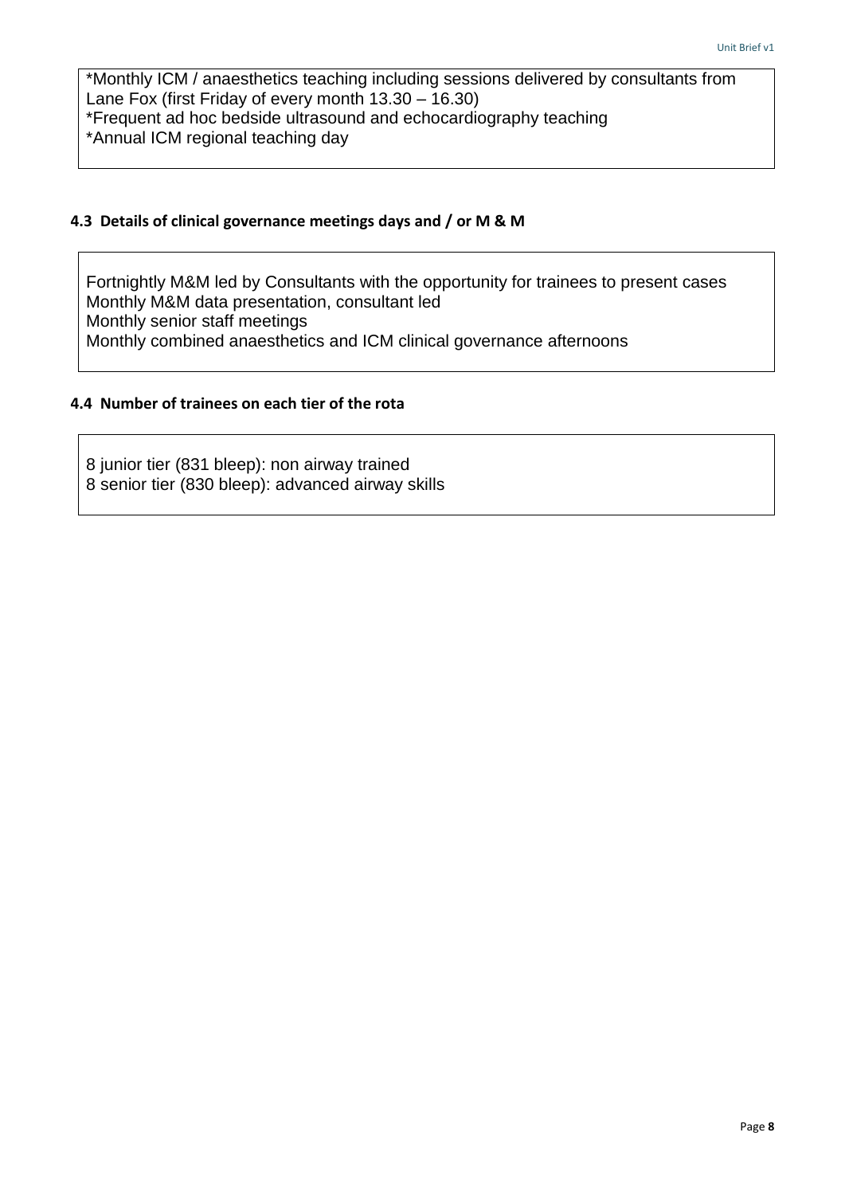*Monthly ICM / anaesthetics teaching including sessions delivered by consultants from Lane Fox (first Friday of every month 13.30 – 16.30)
*Frequent ad hoc bedside ultrasound and echocardiography teaching
*Annual ICM regional teaching day

### 4.3 Details of clinical governance meetings days and / or M & M

Fortnightly M&M led by Consultants with the opportunity for trainees to present cases
Monthly M&M data presentation, consultant led
Monthly senior staff meetings
Monthly combined anaesthetics and ICM clinical governance afternoons

### 4.4 Number of trainees on each tier of the rota

8 junior tier (831 bleep): non airway trained
8 senior tier (830 bleep): advanced airway skills